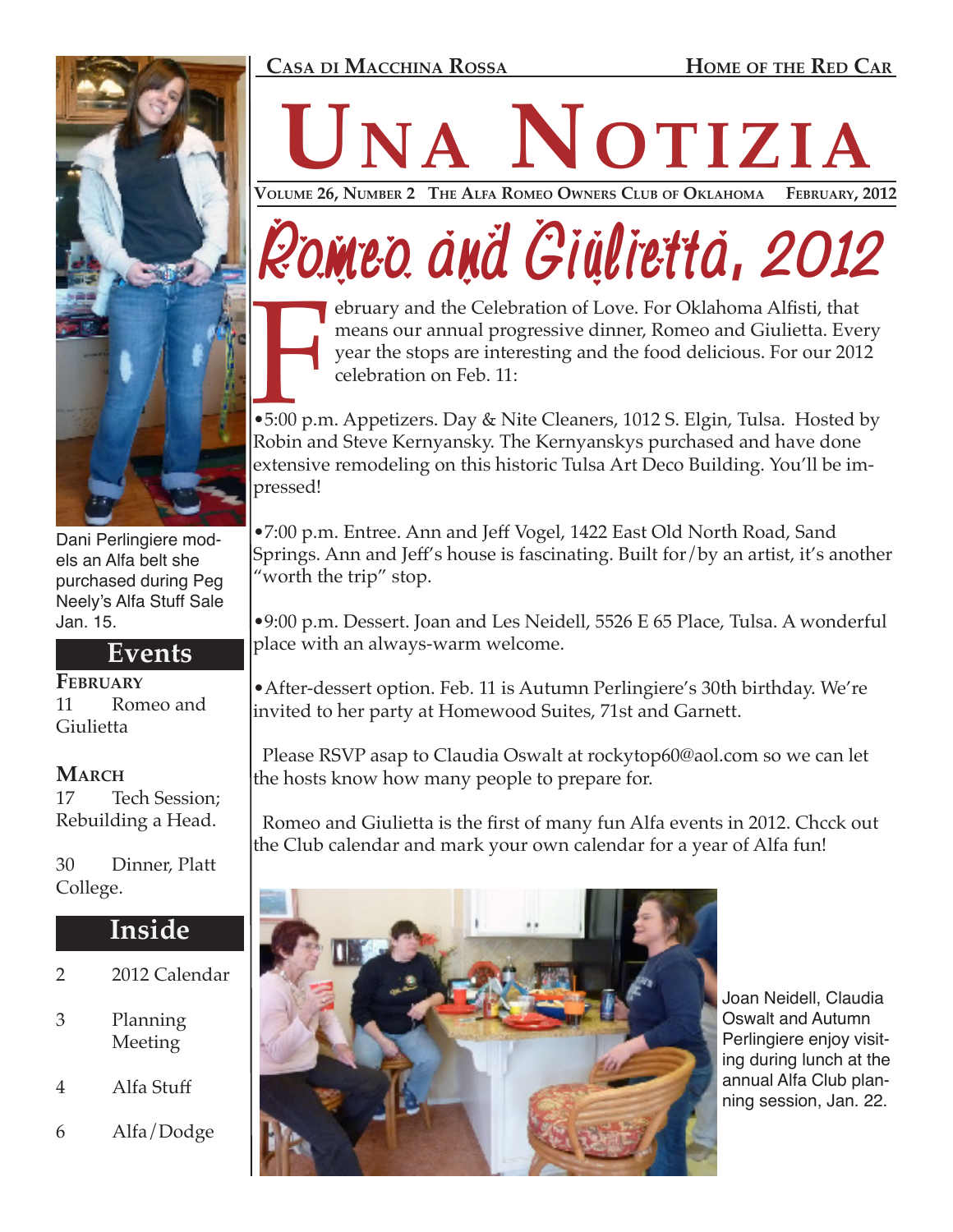Casa di Macchina Rossa — Home of the Red Car

# Una Notizia

Volume 26, Number 2 — The Alfa Romeo Owners Club of Oklahoma — February, 2012

Dani Perlingiere models an Alfa belt she purchased during Peg Neely's Alfa Stuff Sale Jan. 15.

## Events

**February**

11 Romeo and Giulietta

**March**

17 Tech Session; Rebuilding a Head.

30 Dinner, Platt College.

## Inside

| | |
|---|---|
| 2 | 2012 Calendar |
| 3 | Planning Meeting |
| 4 | Alfa Stuff |
| 6 | Alfa/Dodge |

# Romeo and Giulietta, 2012

February and the Celebration of Love. For Oklahoma Alfisti, that means our annual progressive dinner, Romeo and Giulietta. Every year the stops are interesting and the food delicious. For our 2012 celebration on Feb. 11:

- 5:00 p.m. Appetizers. Day & Nite Cleaners, 1012 S. Elgin, Tulsa. Hosted by Robin and Steve Kernyansky. The Kernyanskys purchased and have done extensive remodeling on this historic Tulsa Art Deco Building. You'll be impressed!

- 7:00 p.m. Entree. Ann and Jeff Vogel, 1422 East Old North Road, Sand Springs. Ann and Jeff's house is fascinating. Built for/by an artist, it's another "worth the trip" stop.

- 9:00 p.m. Dessert. Joan and Les Neidell, 5526 E 65 Place, Tulsa. A wonderful place with an always-warm welcome.

- After-dessert option. Feb. 11 is Autumn Perlingiere's 30th birthday. We're invited to her party at Homewood Suites, 71st and Garnett.

Please RSVP asap to Claudia Oswalt at rockytop60@aol.com so we can let the hosts know how many people to prepare for.

Romeo and Giulietta is the first of many fun Alfa events in 2012. Chcck out the Club calendar and mark your own calendar for a year of Alfa fun!

Joan Neidell, Claudia Oswalt and Autumn Perlingiere enjoy visiting during lunch at the annual Alfa Club planning session, Jan. 22.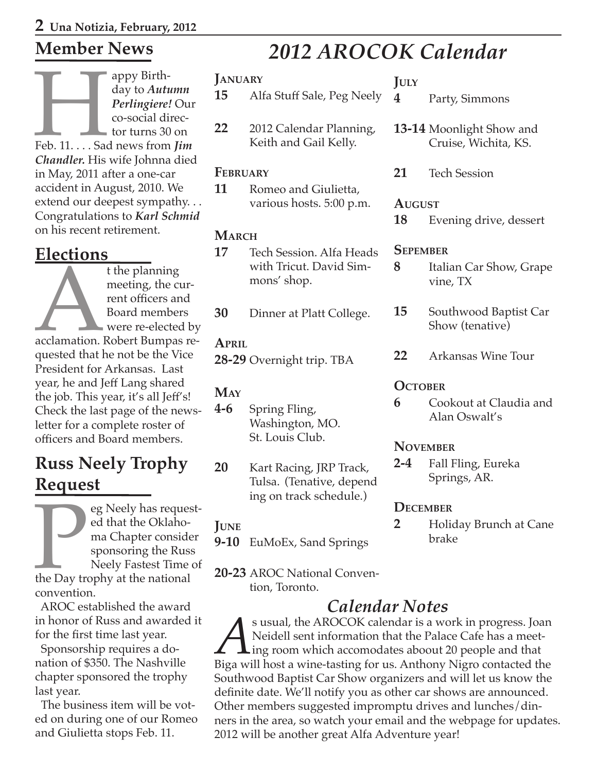## Member News

Happy Birthday to ***Autumn Perlingiere!*** Our co-social director turns 30 on Feb. 11. . . . Sad news from ***Jim Chandler.*** His wife Johnna died in May, 2011 after a one-car accident in August, 2010. We extend our deepest sympathy. . . Congratulations to ***Karl Schmid*** on his recent retirement.

## Elections

At the planning meeting, the current officers and Board members were re-elected by acclamation. Robert Bumpas requested that he not be the Vice President for Arkansas. Last year, he and Jeff Lang shared the job. This year, it's all Jeff's! Check the last page of the newsletter for a complete roster of officers and Board members.

## Russ Neely Trophy Request

Peg Neely has requested that the Oklahoma Chapter consider sponsoring the Russ Neely Fastest Time of the Day trophy at the national convention.

AROC established the award in honor of Russ and awarded it for the first time last year.

Sponsorship requires a donation of $350. The Nashville chapter sponsored the trophy last year.

The business item will be voted on during one of our Romeo and Giulietta stops Feb. 11.

# *2012 AROCOK Calendar*

**January**

**15** Alfa Stuff Sale, Peg Neely

**22** 2012 Calendar Planning, Keith and Gail Kelly.

**February**

**11** Romeo and Giulietta, various hosts. 5:00 p.m.

**March**

**17** Tech Session. Alfa Heads with Tricut. David Simmons' shop.

**30** Dinner at Platt College.

**April**

**28-29** Overnight trip. TBA

**May**

**4-6** Spring Fling, Washington, MO. St. Louis Club.

**20** Kart Racing, JRP Track, Tulsa. (Tenative, depending on track schedule.)

**June**

**9-10** EuMoEx, Sand Springs

**20-23** AROC National Convention, Toronto.

**July**

**4** Party, Simmons

**13-14** Moonlight Show and Cruise, Wichita, KS.

**21** Tech Session

**August**

**18** Evening drive, dessert

**Sepember**

**8** Italian Car Show, Grapevine, TX

**15** Southwood Baptist Car Show (tenative)

**22** Arkansas Wine Tour

**October**

**6** Cookout at Claudia and Alan Oswalt's

**November**

**2-4** Fall Fling, Eureka Springs, AR.

**December**

**2** Holiday Brunch at Canebrake

## *Calendar Notes*

As usual, the AROCOK calendar is a work in progress. Joan Neidell sent information that the Palace Cafe has a meeting room which accomodates aboout 20 people and that Biga will host a wine-tasting for us. Anthony Nigro contacted the Southwood Baptist Car Show organizers and will let us know the definite date. We'll notify you as other car shows are announced. Other members suggested impromptu drives and lunches/dinners in the area, so watch your email and the webpage for updates. 2012 will be another great Alfa Adventure year!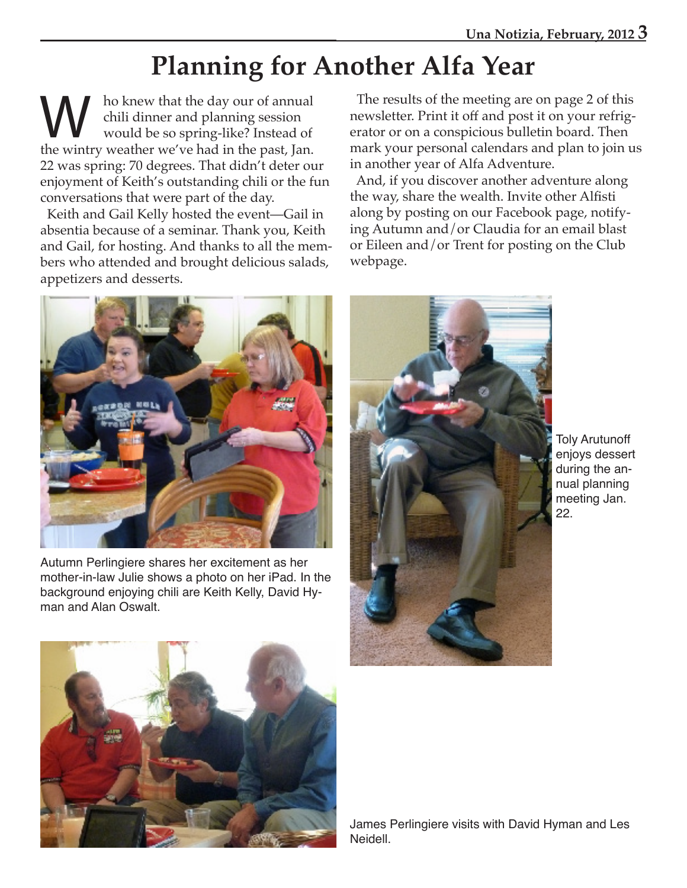# Planning for Another Alfa Year

Who knew that the day our of annual chili dinner and planning session would be so spring-like? Instead of the wintry weather we've had in the past, Jan. 22 was spring: 70 degrees. That didn't deter our enjoyment of Keith's outstanding chili or the fun conversations that were part of the day.

Keith and Gail Kelly hosted the event—Gail in absentia because of a seminar. Thank you, Keith and Gail, for hosting. And thanks to all the members who attended and brought delicious salads, appetizers and desserts.

The results of the meeting are on page 2 of this newsletter. Print it off and post it on your refrigerator or on a conspicious bulletin board. Then mark your personal calendars and plan to join us in another year of Alfa Adventure.

And, if you discover another adventure along the way, share the wealth. Invite other Alfisti along by posting on our Facebook page, notifying Autumn and/or Claudia for an email blast or Eileen and/or Trent for posting on the Club webpage.

Autumn Perlingiere shares her excitement as her mother-in-law Julie shows a photo on her iPad. In the background enjoying chili are Keith Kelly, David Hyman and Alan Oswalt.

Toly Arutunoff enjoys dessert during the annual planning meeting Jan. 22.

James Perlingiere visits with David Hyman and Les Neidell.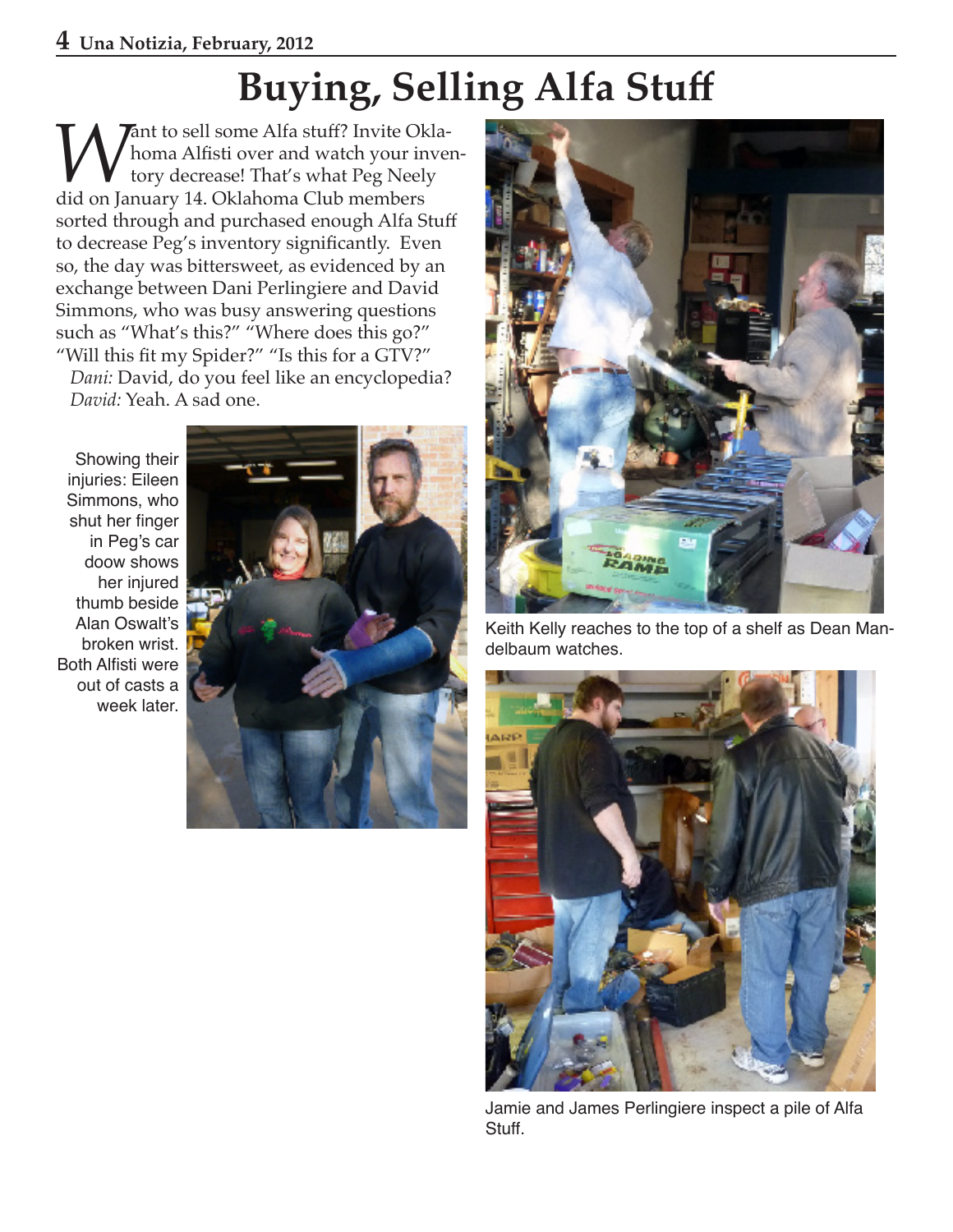# Buying, Selling Alfa Stuff

Want to sell some Alfa stuff? Invite Oklahoma Alfisti over and watch your inventory decrease! That's what Peg Neely did on January 14. Oklahoma Club members sorted through and purchased enough Alfa Stuff to decrease Peg's inventory significantly. Even so, the day was bittersweet, as evidenced by an exchange between Dani Perlingiere and David Simmons, who was busy answering questions such as "What's this?" "Where does this go?" "Will this fit my Spider?" "Is this for a GTV?"

*Dani:* David, do you feel like an encyclopedia?

*David:* Yeah. A sad one.

Showing their injuries: Eileen Simmons, who shut her finger in Peg's car doow shows her injured thumb beside Alan Oswalt's broken wrist. Both Alfisti were out of casts a week later.

Keith Kelly reaches to the top of a shelf as Dean Mandelbaum watches.

Jamie and James Perlingiere inspect a pile of Alfa Stuff.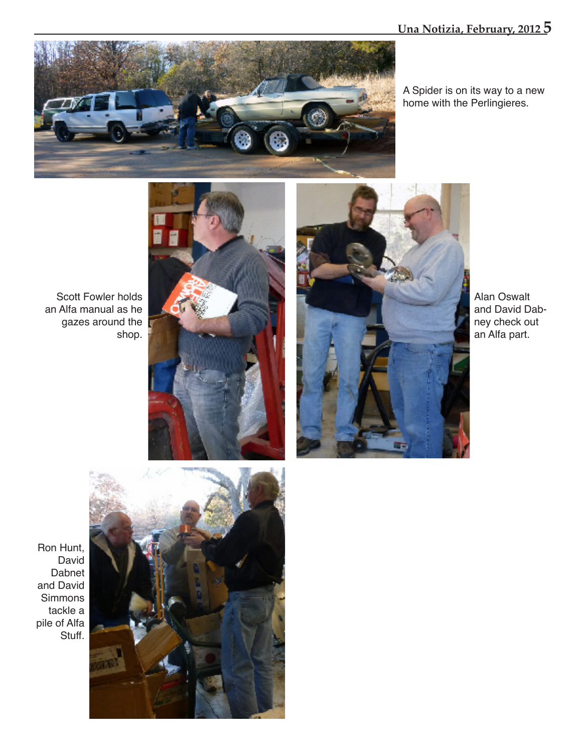A Spider is on its way to a new home with the Perlingieres.

Scott Fowler holds an Alfa manual as he gazes around the shop.

Alan Oswalt and David Dabney check out an Alfa part.

Ron Hunt, David Dabnet and David Simmons tackle a pile of Alfa Stuff.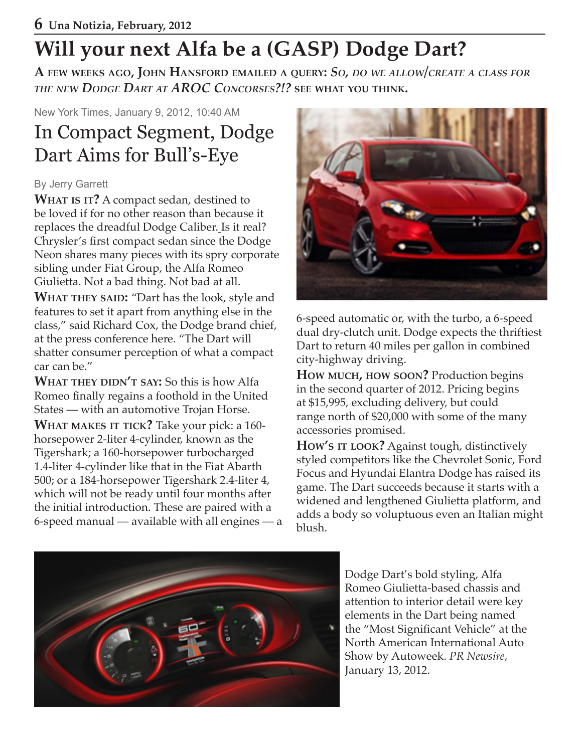# Will your next Alfa be a (GASP) Dodge Dart?

**A FEW WEEKS AGO, JOHN HANSFORD EMAILED A QUERY:** ***SO, DO WE ALLOW/CREATE A CLASS FOR THE NEW DODGE DART AT AROC CONCORSES?!?*** **SEE WHAT YOU THINK.**

New York Times, January 9, 2012, 10:40 AM

## In Compact Segment, Dodge Dart Aims for Bull's-Eye

By Jerry Garrett

**WHAT IS IT?** A compact sedan, destined to be loved if for no other reason than because it replaces the dreadful Dodge Caliber. Is it real? Chrysler's first compact sedan since the Dodge Neon shares many pieces with its spry corporate sibling under Fiat Group, the Alfa Romeo Giulietta. Not a bad thing. Not bad at all.

**WHAT THEY SAID:** "Dart has the look, style and features to set it apart from anything else in the class," said Richard Cox, the Dodge brand chief, at the press conference here. "The Dart will shatter consumer perception of what a compact car can be."

**WHAT THEY DIDN'T SAY:** So this is how Alfa Romeo finally regains a foothold in the United States — with an automotive Trojan Horse.

**WHAT MAKES IT TICK?** Take your pick: a 160-horsepower 2-liter 4-cylinder, known as the Tigershark; a 160-horsepower turbocharged 1.4-liter 4-cylinder like that in the Fiat Abarth 500; or a 184-horsepower Tigershark 2.4-liter 4, which will not be ready until four months after the initial introduction. These are paired with a 6-speed manual — available with all engines — a 6-speed automatic or, with the turbo, a 6-speed dual dry-clutch unit. Dodge expects the thriftiest Dart to return 40 miles per gallon in combined city-highway driving.

**HOW MUCH, HOW SOON?** Production begins in the second quarter of 2012. Pricing begins at $15,995, excluding delivery, but could range north of $20,000 with some of the many accessories promised.

**HOW'S IT LOOK?** Against tough, distinctively styled competitors like the Chevrolet Sonic, Ford Focus and Hyundai Elantra Dodge has raised its game. The Dart succeeds because it starts with a widened and lengthened Giulietta platform, and adds a body so voluptuous even an Italian might blush.

Dodge Dart's bold styling, Alfa Romeo Giulietta-based chassis and attention to interior detail were key elements in the Dart being named the "Most Significant Vehicle" at the North American International Auto Show by Autoweek. *PR Newsire*, January 13, 2012.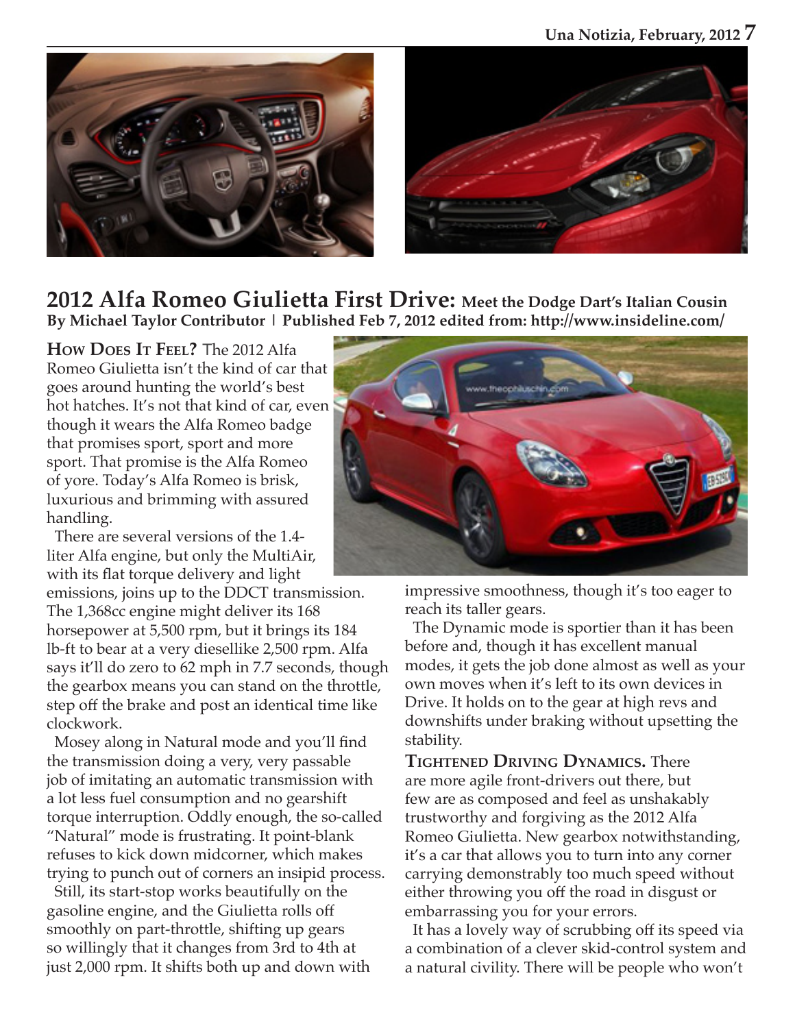## 2012 Alfa Romeo Giulietta First Drive: Meet the Dodge Dart's Italian Cousin

**By Michael Taylor Contributor | Published Feb 7, 2012 edited from: http://www.insideline.com/**

**How Does It Feel?** The 2012 Alfa Romeo Giulietta isn't the kind of car that goes around hunting the world's best hot hatches. It's not that kind of car, even though it wears the Alfa Romeo badge that promises sport, sport and more sport. That promise is the Alfa Romeo of yore. Today's Alfa Romeo is brisk, luxurious and brimming with assured handling.

There are several versions of the 1.4-liter Alfa engine, but only the MultiAir, with its flat torque delivery and light emissions, joins up to the DDCT transmission. The 1,368cc engine might deliver its 168 horsepower at 5,500 rpm, but it brings its 184 lb-ft to bear at a very diesellike 2,500 rpm. Alfa says it'll do zero to 62 mph in 7.7 seconds, though the gearbox means you can stand on the throttle, step off the brake and post an identical time like clockwork.

Mosey along in Natural mode and you'll find the transmission doing a very, very passable job of imitating an automatic transmission with a lot less fuel consumption and no gearshift torque interruption. Oddly enough, the so-called "Natural" mode is frustrating. It point-blank refuses to kick down midcorner, which makes trying to punch out of corners an insipid process.

Still, its start-stop works beautifully on the gasoline engine, and the Giulietta rolls off smoothly on part-throttle, shifting up gears so willingly that it changes from 3rd to 4th at just 2,000 rpm. It shifts both up and down with impressive smoothness, though it's too eager to reach its taller gears.

The Dynamic mode is sportier than it has been before and, though it has excellent manual modes, it gets the job done almost as well as your own moves when it's left to its own devices in Drive. It holds on to the gear at high revs and downshifts under braking without upsetting the stability.

**Tightened Driving Dynamics.** There are more agile front-drivers out there, but few are as composed and feel as unshakably trustworthy and forgiving as the 2012 Alfa Romeo Giulietta. New gearbox notwithstanding, it's a car that allows you to turn into any corner carrying demonstrably too much speed without either throwing you off the road in disgust or embarrassing you for your errors.

It has a lovely way of scrubbing off its speed via a combination of a clever skid-control system and a natural civility. There will be people who won't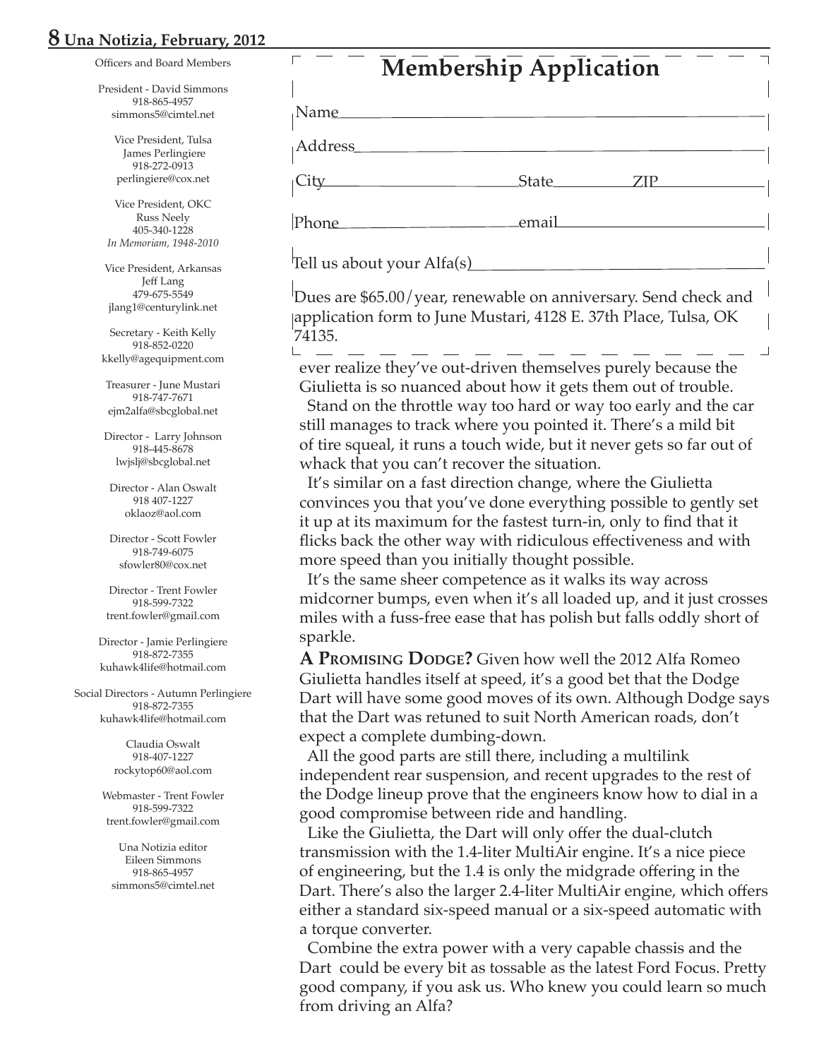Officers and Board Members

President - David Simmons
918-865-4957
simmons5@cimtel.net

Vice President, Tulsa
James Perlingiere
918-272-0913
perlingiere@cox.net

Vice President, OKC
Russ Neely
405-340-1228
*In Memoriam, 1948-2010*

Vice President, Arkansas
Jeff Lang
479-675-5549
jlang1@centurylink.net

Secretary - Keith Kelly
918-852-0220
kkelly@agequipment.com

Treasurer - June Mustari
918-747-7671
ejm2alfa@sbcglobal.net

Director - Larry Johnson
918-445-8678
lwjslj@sbcglobal.net

Director - Alan Oswalt
918 407-1227
oklaoz@aol.com

Director - Scott Fowler
918-749-6075
sfowler80@cox.net

Director - Trent Fowler
918-599-7322
trent.fowler@gmail.com

Director - Jamie Perlingiere
918-872-7355
kuhawk4life@hotmail.com

Social Directors - Autumn Perlingiere
918-872-7355
kuhawk4life@hotmail.com

Claudia Oswalt
918-407-1227
rockytop60@aol.com

Webmaster - Trent Fowler
918-599-7322
trent.fowler@gmail.com

Una Notizia editor
Eileen Simmons
918-865-4957
simmons5@cimtel.net

## Membership Application

Name______________________________

Address______________________________

City__________________ State__________ ZIP__________

Phone__________________ email__________________

Tell us about your Alfa(s)______________________________

Dues are $65.00/year, renewable on anniversary. Send check and application form to June Mustari, 4128 E. 37th Place, Tulsa, OK 74135.

ever realize they've out-driven themselves purely because the Giulietta is so nuanced about how it gets them out of trouble.

Stand on the throttle way too hard or way too early and the car still manages to track where you pointed it. There's a mild bit of tire squeal, it runs a touch wide, but it never gets so far out of whack that you can't recover the situation.

It's similar on a fast direction change, where the Giulietta convinces you that you've done everything possible to gently set it up at its maximum for the fastest turn-in, only to find that it flicks back the other way with ridiculous effectiveness and with more speed than you initially thought possible.

It's the same sheer competence as it walks its way across midcorner bumps, even when it's all loaded up, and it just crosses miles with a fuss-free ease that has polish but falls oddly short of sparkle.

**A Promising Dodge?** Given how well the 2012 Alfa Romeo Giulietta handles itself at speed, it's a good bet that the Dodge Dart will have some good moves of its own. Although Dodge says that the Dart was retuned to suit North American roads, don't expect a complete dumbing-down.

All the good parts are still there, including a multilink independent rear suspension, and recent upgrades to the rest of the Dodge lineup prove that the engineers know how to dial in a good compromise between ride and handling.

Like the Giulietta, the Dart will only offer the dual-clutch transmission with the 1.4-liter MultiAir engine. It's a nice piece of engineering, but the 1.4 is only the midgrade offering in the Dart. There's also the larger 2.4-liter MultiAir engine, which offers either a standard six-speed manual or a six-speed automatic with a torque converter.

Combine the extra power with a very capable chassis and the Dart could be every bit as tossable as the latest Ford Focus. Pretty good company, if you ask us. Who knew you could learn so much from driving an Alfa?